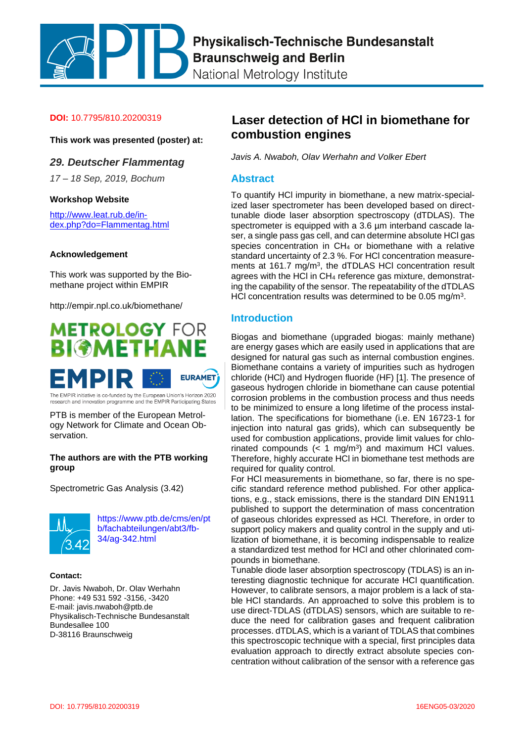**Physikalisch-Technische Bundesanstalt**
**Braunschweig and Berlin**
National Metrology Institute

**DOI:** 10.7795/810.20200319

**This work was presented (poster) at:**

*29. Deutscher Flammentag*

*17 – 18 Sep, 2019, Bochum*

**Workshop Website**

http://www.leat.rub.de/index.php?do=Flammentag.html

**Acknowledgement**

This work was supported by the Biomethane project within EMPIR

http://empir.npl.co.uk/biomethane/

METROLOGY FOR BIOMETHANE

EMPIR EURAMET

The EMPIR initiative is co-funded by the European Union's Horizon 2020 research and innovation programme and the EMPIR Participating States

PTB is member of the European Metrology Network for Climate and Ocean Observation.

**The authors are with the PTB working group**

Spectrometric Gas Analysis (3.42)

https://www.ptb.de/cms/en/ptb/fachabteilungen/abt3/fb-34/ag-342.html

**Contact:**

Dr. Javis Nwaboh, Dr. Olav Werhahn
Phone: +49 531 592 -3156, -3420
E-mail: javis.nwaboh@ptb.de
Physikalisch-Technische Bundesanstalt
Bundesallee 100
D-38116 Braunschweig

# Laser detection of HCl in biomethane for combustion engines

*Javis A. Nwaboh, Olav Werhahn and Volker Ebert*

## Abstract

To quantify HCl impurity in biomethane, a new matrix-specialized laser spectrometer has been developed based on direct-tunable diode laser absorption spectroscopy (dTDLAS). The spectrometer is equipped with a 3.6 µm interband cascade laser, a single pass gas cell, and can determine absolute HCl gas species concentration in $CH_4$ or biomethane with a relative standard uncertainty of 2.3 %. For HCl concentration measurements at 161.7 mg/m$^3$, the dTDLAS HCl concentration result agrees with the HCl in $CH_4$ reference gas mixture, demonstrating the capability of the sensor. The repeatability of the dTDLAS HCl concentration results was determined to be 0.05 mg/m$^3$.

## Introduction

Biogas and biomethane (upgraded biogas: mainly methane) are energy gases which are easily used in applications that are designed for natural gas such as internal combustion engines. Biomethane contains a variety of impurities such as hydrogen chloride (HCl) and Hydrogen fluoride (HF) [1]. The presence of gaseous hydrogen chloride in biomethane can cause potential corrosion problems in the combustion process and thus needs to be minimized to ensure a long lifetime of the process installation. The specifications for biomethane (i.e. EN 16723-1 for injection into natural gas grids), which can subsequently be used for combustion applications, provide limit values for chlorinated compounds (< 1 mg/m$^3$) and maximum HCl values. Therefore, highly accurate HCl in biomethane test methods are required for quality control.

For HCl measurements in biomethane, so far, there is no specific standard reference method published. For other applications, e.g., stack emissions, there is the standard DIN EN1911 published to support the determination of mass concentration of gaseous chlorides expressed as HCl. Therefore, in order to support policy makers and quality control in the supply and utilization of biomethane, it is becoming indispensable to realize a standardized test method for HCl and other chlorinated compounds in biomethane.

Tunable diode laser absorption spectroscopy (TDLAS) is an interesting diagnostic technique for accurate HCl quantification. However, to calibrate sensors, a major problem is a lack of stable HCl standards. An approached to solve this problem is to use direct-TDLAS (dTDLAS) sensors, which are suitable to reduce the need for calibration gases and frequent calibration processes. dTDLAS, which is a variant of TDLAS that combines this spectroscopic technique with a special, first principles data evaluation approach to directly extract absolute species concentration without calibration of the sensor with a reference gas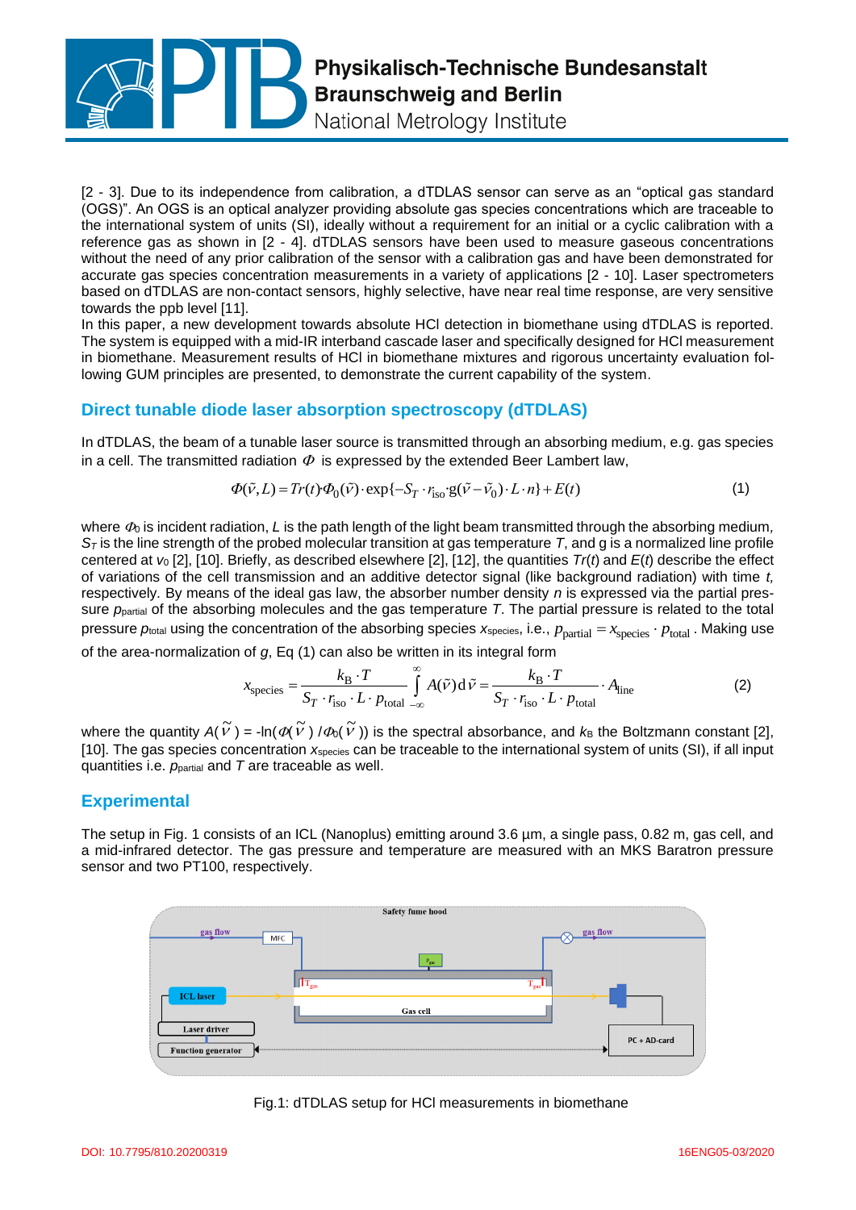[2 - 3]. Due to its independence from calibration, a dTDLAS sensor can serve as an "optical gas standard (OGS)". An OGS is an optical analyzer providing absolute gas species concentrations which are traceable to the international system of units (SI), ideally without a requirement for an initial or a cyclic calibration with a reference gas as shown in [2 - 4]. dTDLAS sensors have been used to measure gaseous concentrations without the need of any prior calibration of the sensor with a calibration gas and have been demonstrated for accurate gas species concentration measurements in a variety of applications [2 - 10]. Laser spectrometers based on dTDLAS are non-contact sensors, highly selective, have near real time response, are very sensitive towards the ppb level [11].
In this paper, a new development towards absolute HCl detection in biomethane using dTDLAS is reported. The system is equipped with a mid-IR interband cascade laser and specifically designed for HCl measurement in biomethane. Measurement results of HCl in biomethane mixtures and rigorous uncertainty evaluation following GUM principles are presented, to demonstrate the current capability of the system.

## Direct tunable diode laser absorption spectroscopy (dTDLAS)

In dTDLAS, the beam of a tunable laser source is transmitted through an absorbing medium, e.g. gas species in a cell. The transmitted radiation $\Phi$ is expressed by the extended Beer Lambert law,

$$\Phi(\tilde{\nu}, L) = Tr(t) \cdot \Phi_0(\tilde{\nu}) \cdot \exp\{-S_T \cdot r_{\text{iso}} \cdot g(\tilde{\nu} - \tilde{\nu}_0) \cdot L \cdot n\} + E(t) \qquad (1)$$

where $\Phi_0$ is incident radiation, $L$ is the path length of the light beam transmitted through the absorbing medium, $S_T$ is the line strength of the probed molecular transition at gas temperature $T$, and g is a normalized line profile centered at $\nu_0$ [2], [10]. Briefly, as described elsewhere [2], [12], the quantities $Tr(t)$ and $E(t)$ describe the effect of variations of the cell transmission and an additive detector signal (like background radiation) with time $t$, respectively. By means of the ideal gas law, the absorber number density $n$ is expressed via the partial pressure $p_{\text{partial}}$ of the absorbing molecules and the gas temperature $T$. The partial pressure is related to the total pressure $p_{\text{total}}$ using the concentration of the absorbing species $x_{\text{species}}$, i.e., $p_{\text{partial}} = x_{\text{species}} \cdot p_{\text{total}}$. Making use of the area-normalization of $g$, Eq (1) can also be written in its integral form

$$x_{\text{species}} = \frac{k_B \cdot T}{S_T \cdot r_{\text{iso}} \cdot L \cdot p_{\text{total}}} \int_{-\infty}^{\infty} A(\tilde{\nu}) \, d\tilde{\nu} = \frac{k_B \cdot T}{S_T \cdot r_{\text{iso}} \cdot L \cdot p_{\text{total}}} \cdot A_{\text{line}} \qquad (2)$$

where the quantity $A(\tilde{\nu}) = -\ln(\Phi(\tilde{\nu}) / \Phi_0(\tilde{\nu}))$ is the spectral absorbance, and $k_B$ the Boltzmann constant [2], [10]. The gas species concentration $x_{\text{species}}$ can be traceable to the international system of units (SI), if all input quantities i.e. $p_{\text{partial}}$ and $T$ are traceable as well.

## Experimental

The setup in Fig. 1 consists of an ICL (Nanoplus) emitting around 3.6 µm, a single pass, 0.82 m, gas cell, and a mid-infrared detector. The gas pressure and temperature are measured with an MKS Baratron pressure sensor and two PT100, respectively.

Fig.1: dTDLAS setup for HCl measurements in biomethane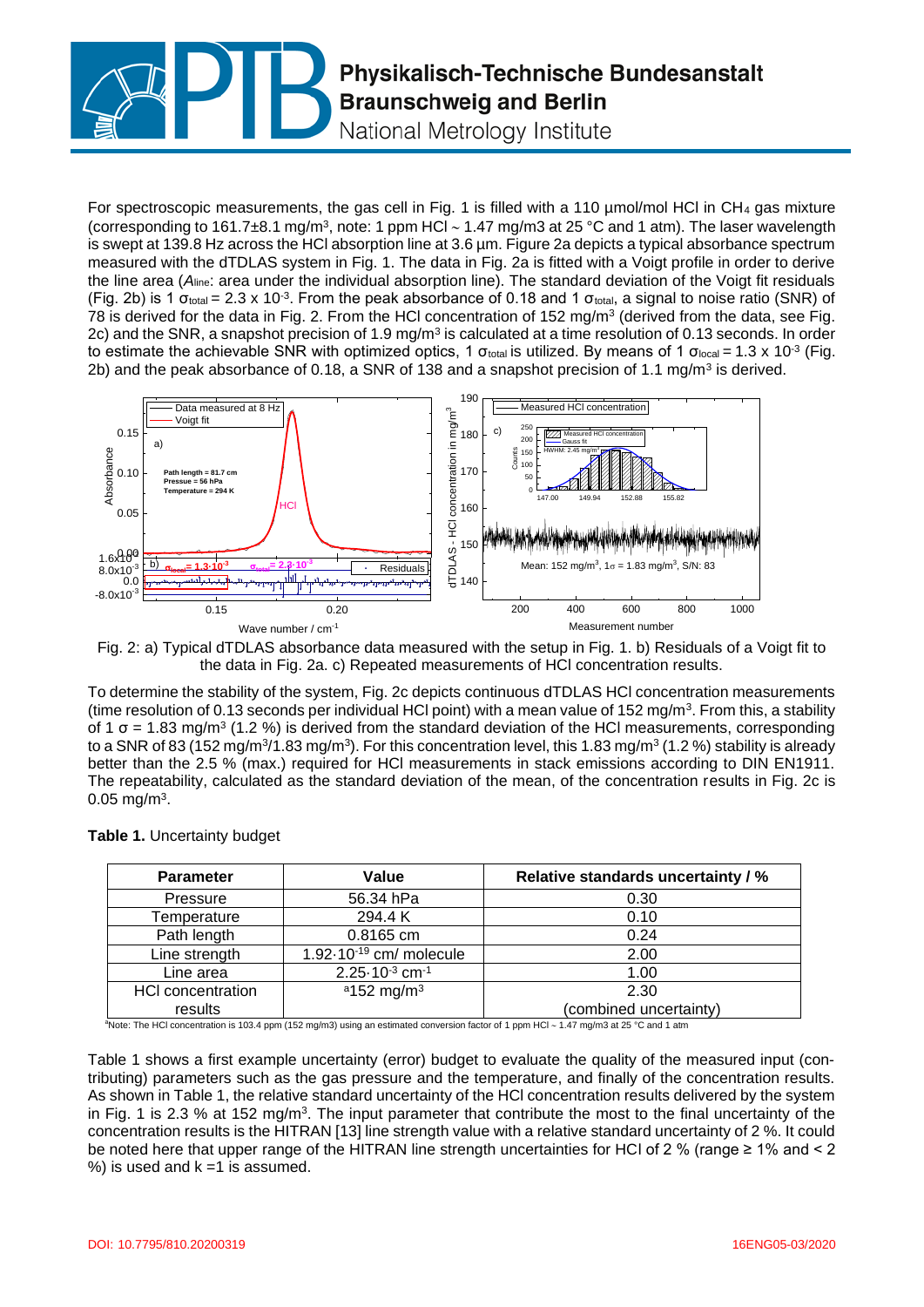For spectroscopic measurements, the gas cell in Fig. 1 is filled with a 110 µmol/mol HCl in $CH_4$ gas mixture (corresponding to 161.7±8.1 mg/m³, note: 1 ppm HCl ~ 1.47 mg/m3 at 25 °C and 1 atm). The laser wavelength is swept at 139.8 Hz across the HCl absorption line at 3.6 µm. Figure 2a depicts a typical absorbance spectrum measured with the dTDLAS system in Fig. 1. The data in Fig. 2a is fitted with a Voigt profile in order to derive the line area ($A_{line}$: area under the individual absorption line). The standard deviation of the Voigt fit residuals (Fig. 2b) is 1 $\sigma_{total} = 2.3 \times 10^{-3}$. From the peak absorbance of 0.18 and 1 $\sigma_{total}$, a signal to noise ratio (SNR) of 78 is derived for the data in Fig. 2. From the HCl concentration of 152 mg/m³ (derived from the data, see Fig. 2c) and the SNR, a snapshot precision of 1.9 mg/m³ is calculated at a time resolution of 0.13 seconds. In order to estimate the achievable SNR with optimized optics, 1 $\sigma_{total}$ is utilized. By means of 1 $\sigma_{local} = 1.3 \times 10^{-3}$ (Fig. 2b) and the peak absorbance of 0.18, a SNR of 138 and a snapshot precision of 1.1 mg/m³ is derived.

Fig. 2: a) Typical dTDLAS absorbance data measured with the setup in Fig. 1. b) Residuals of a Voigt fit to the data in Fig. 2a. c) Repeated measurements of HCl concentration results.

To determine the stability of the system, Fig. 2c depicts continuous dTDLAS HCl concentration measurements (time resolution of 0.13 seconds per individual HCl point) with a mean value of 152 mg/m³. From this, a stability of 1 σ = 1.83 mg/m³ (1.2 %) is derived from the standard deviation of the HCl measurements, corresponding to a SNR of 83 (152 mg/m³/1.83 mg/m³). For this concentration level, this 1.83 mg/m³ (1.2 %) stability is already better than the 2.5 % (max.) required for HCl measurements in stack emissions according to DIN EN1911. The repeatability, calculated as the standard deviation of the mean, of the concentration results in Fig. 2c is 0.05 mg/m³.

**Table 1.** Uncertainty budget

| Parameter | Value | Relative standards uncertainty / % |
|---|---|---|
| Pressure | 56.34 hPa | 0.30 |
| Temperature | 294.4 K | 0.10 |
| Path length | 0.8165 cm | 0.24 |
| Line strength | $1.92 \cdot 10^{-19}$ cm/ molecule | 2.00 |
| Line area | $2.25 \cdot 10^{-3}$ cm$^{-1}$ | 1.00 |
| HCl concentration results | [a]152 mg/m³ | 2.30 (combined uncertainty) |

[a]Note: The HCl concentration is 103.4 ppm (152 mg/m3) using an estimated conversion factor of 1 ppm HCl ~ 1.47 mg/m3 at 25 °C and 1 atm

Table 1 shows a first example uncertainty (error) budget to evaluate the quality of the measured input (contributing) parameters such as the gas pressure and the temperature, and finally of the concentration results. As shown in Table 1, the relative standard uncertainty of the HCl concentration results delivered by the system in Fig. 1 is 2.3 % at 152 mg/m³. The input parameter that contribute the most to the final uncertainty of the concentration results is the HITRAN [13] line strength value with a relative standard uncertainty of 2 %. It could be noted here that upper range of the HITRAN line strength uncertainties for HCl of 2 % (range ≥ 1% and < 2 %) is used and k =1 is assumed.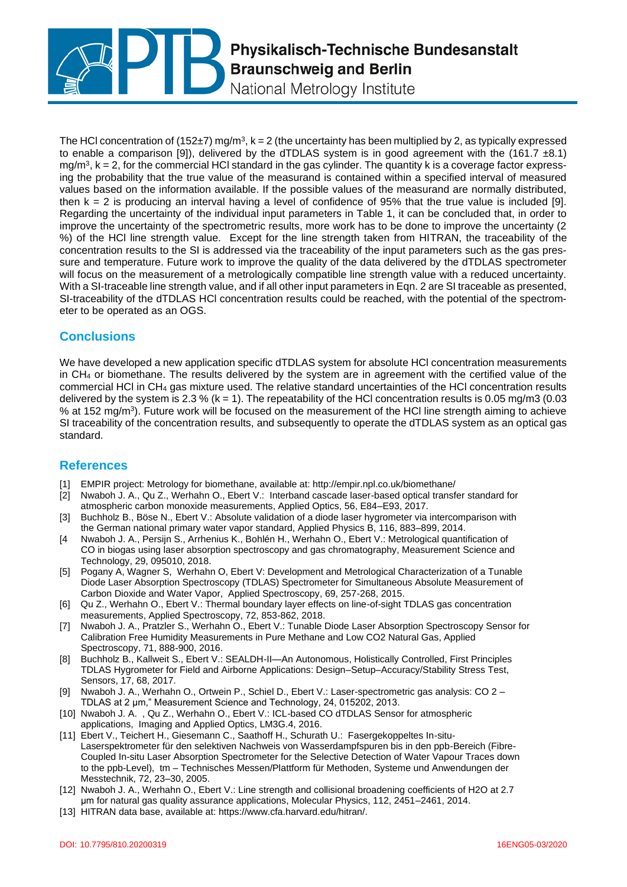The HCl concentration of (152±7) mg/m$^3$, k = 2 (the uncertainty has been multiplied by 2, as typically expressed to enable a comparison [9]), delivered by the dTDLAS system is in good agreement with the (161.7 ±8.1) mg/m$^3$, k = 2, for the commercial HCl standard in the gas cylinder. The quantity k is a coverage factor expressing the probability that the true value of the measurand is contained within a specified interval of measured values based on the information available. If the possible values of the measurand are normally distributed, then k = 2 is producing an interval having a level of confidence of 95% that the true value is included [9]. Regarding the uncertainty of the individual input parameters in Table 1, it can be concluded that, in order to improve the uncertainty of the spectrometric results, more work has to be done to improve the uncertainty (2 %) of the HCl line strength value. Except for the line strength taken from HITRAN, the traceability of the concentration results to the SI is addressed via the traceability of the input parameters such as the gas pressure and temperature. Future work to improve the quality of the data delivered by the dTDLAS spectrometer will focus on the measurement of a metrologically compatible line strength value with a reduced uncertainty. With a SI-traceable line strength value, and if all other input parameters in Eqn. 2 are SI traceable as presented, SI-traceability of the dTDLAS HCl concentration results could be reached, with the potential of the spectrometer to be operated as an OGS.

## Conclusions

We have developed a new application specific dTDLAS system for absolute HCl concentration measurements in $CH_4$ or biomethane. The results delivered by the system are in agreement with the certified value of the commercial HCl in $CH_4$ gas mixture used. The relative standard uncertainties of the HCl concentration results delivered by the system is 2.3 % (k = 1). The repeatability of the HCl concentration results is 0.05 mg/m3 (0.03 % at 152 mg/m$^3$). Future work will be focused on the measurement of the HCl line strength aiming to achieve SI traceability of the concentration results, and subsequently to operate the dTDLAS system as an optical gas standard.

## References

[1] EMPIR project: Metrology for biomethane, available at: http://empir.npl.co.uk/biomethane/

[2] Nwaboh J. A., Qu Z., Werhahn O., Ebert V.: Interband cascade laser-based optical transfer standard for atmospheric carbon monoxide measurements, Applied Optics, 56, E84–E93, 2017.

[3] Buchholz B., Böse N., Ebert V.: Absolute validation of a diode laser hygrometer via intercomparison with the German national primary water vapor standard, Applied Physics B, 116, 883–899, 2014.

[4 Nwaboh J. A., Persijn S., Arrhenius K., Bohlén H., Werhahn O., Ebert V.: Metrological quantification of CO in biogas using laser absorption spectroscopy and gas chromatography, Measurement Science and Technology, 29, 095010, 2018.

[5] Pogany A, Wagner S, Werhahn O, Ebert V: Development and Metrological Characterization of a Tunable Diode Laser Absorption Spectroscopy (TDLAS) Spectrometer for Simultaneous Absolute Measurement of Carbon Dioxide and Water Vapor, Applied Spectroscopy, 69, 257-268, 2015.

[6] Qu Z., Werhahn O., Ebert V.: Thermal boundary layer effects on line-of-sight TDLAS gas concentration measurements, Applied Spectroscopy, 72, 853-862, 2018.

[7] Nwaboh J. A., Pratzler S., Werhahn O., Ebert V.: Tunable Diode Laser Absorption Spectroscopy Sensor for Calibration Free Humidity Measurements in Pure Methane and Low CO2 Natural Gas, Applied Spectroscopy, 71, 888-900, 2016.

[8] Buchholz B., Kallweit S., Ebert V.: SEALDH-II—An Autonomous, Holistically Controlled, First Principles TDLAS Hygrometer for Field and Airborne Applications: Design–Setup–Accuracy/Stability Stress Test, Sensors, 17, 68, 2017.

[9] Nwaboh J. A., Werhahn O., Ortwein P., Schiel D., Ebert V.: Laser-spectrometric gas analysis: CO 2 – TDLAS at 2 µm," Measurement Science and Technology, 24, 015202, 2013.

[10] Nwaboh J. A. , Qu Z., Werhahn O., Ebert V.: ICL-based CO dTDLAS Sensor for atmospheric applications, Imaging and Applied Optics, LM3G.4, 2016.

[11] Ebert V., Teichert H., Giesemann C., Saathoff H., Schurath U.: Fasergekoppeltes In-situ-Laserspektrometer für den selektiven Nachweis von Wasserdampfspuren bis in den ppb-Bereich (Fibre-Coupled In-situ Laser Absorption Spectrometer for the Selective Detection of Water Vapour Traces down to the ppb-Level), tm – Technisches Messen/Plattform für Methoden, Systeme und Anwendungen der Messtechnik, 72, 23–30, 2005.

[12] Nwaboh J. A., Werhahn O., Ebert V.: Line strength and collisional broadening coefficients of H2O at 2.7 µm for natural gas quality assurance applications, Molecular Physics, 112, 2451–2461, 2014.

[13] HITRAN data base, available at: https://www.cfa.harvard.edu/hitran/.

DOI: 10.7795/810.20200319 16ENG05-03/2020